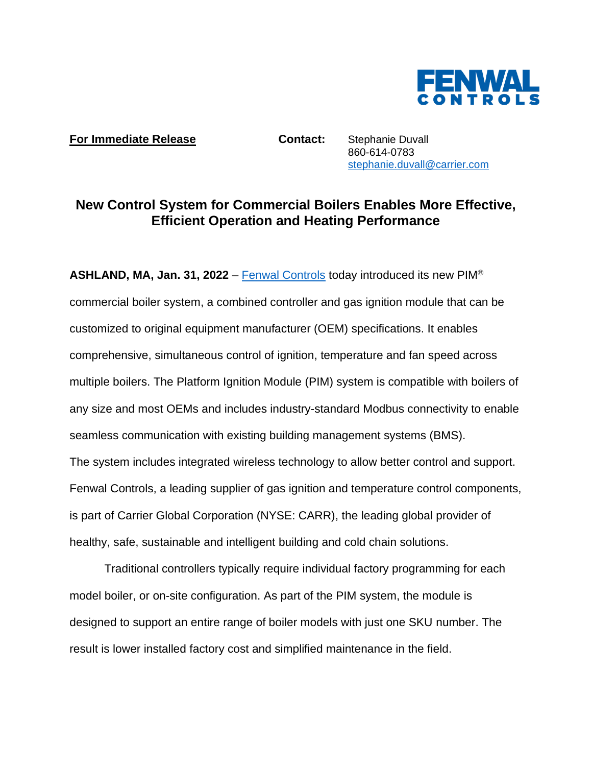FENWAL CONTROLS

**For Immediate Release**

**Contact:** Stephanie Duvall
860-614-0783
stephanie.duvall@carrier.com

# New Control System for Commercial Boilers Enables More Effective, Efficient Operation and Heating Performance

**ASHLAND, MA, Jan. 31, 2022** – Fenwal Controls today introduced its new PIM® commercial boiler system, a combined controller and gas ignition module that can be customized to original equipment manufacturer (OEM) specifications. It enables comprehensive, simultaneous control of ignition, temperature and fan speed across multiple boilers. The Platform Ignition Module (PIM) system is compatible with boilers of any size and most OEMs and includes industry-standard Modbus connectivity to enable seamless communication with existing building management systems (BMS). The system includes integrated wireless technology to allow better control and support. Fenwal Controls, a leading supplier of gas ignition and temperature control components, is part of Carrier Global Corporation (NYSE: CARR), the leading global provider of healthy, safe, sustainable and intelligent building and cold chain solutions.

Traditional controllers typically require individual factory programming for each model boiler, or on-site configuration. As part of the PIM system, the module is designed to support an entire range of boiler models with just one SKU number. The result is lower installed factory cost and simplified maintenance in the field.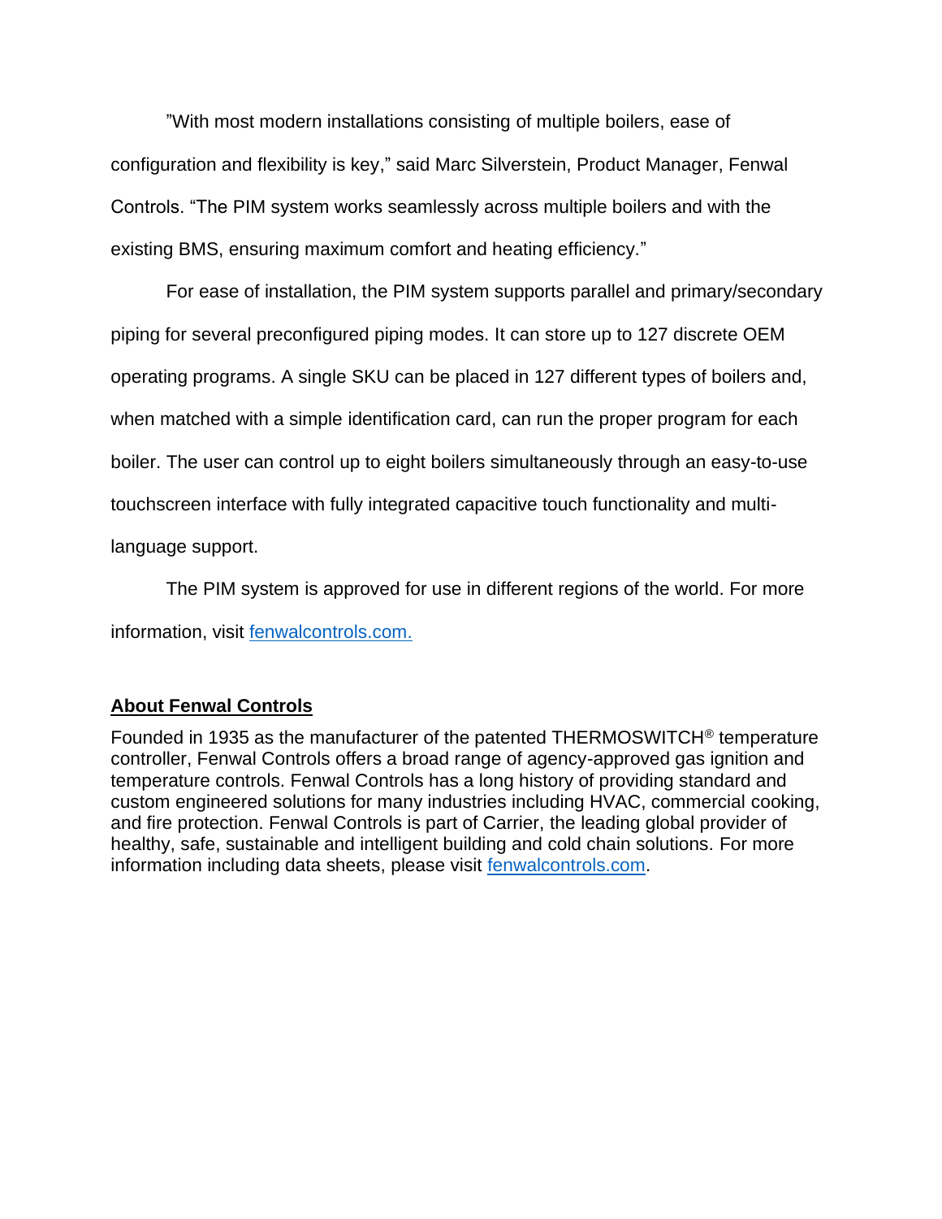"With most modern installations consisting of multiple boilers, ease of configuration and flexibility is key," said Marc Silverstein, Product Manager, Fenwal Controls. "The PIM system works seamlessly across multiple boilers and with the existing BMS, ensuring maximum comfort and heating efficiency."

For ease of installation, the PIM system supports parallel and primary/secondary piping for several preconfigured piping modes. It can store up to 127 discrete OEM operating programs. A single SKU can be placed in 127 different types of boilers and, when matched with a simple identification card, can run the proper program for each boiler. The user can control up to eight boilers simultaneously through an easy-to-use touchscreen interface with fully integrated capacitive touch functionality and multi-language support.

The PIM system is approved for use in different regions of the world. For more information, visit [fenwalcontrols.com.](fenwalcontrols.com)

**About Fenwal Controls**

Founded in 1935 as the manufacturer of the patented THERMOSWITCH® temperature controller, Fenwal Controls offers a broad range of agency-approved gas ignition and temperature controls. Fenwal Controls has a long history of providing standard and custom engineered solutions for many industries including HVAC, commercial cooking, and fire protection. Fenwal Controls is part of Carrier, the leading global provider of healthy, safe, sustainable and intelligent building and cold chain solutions. For more information including data sheets, please visit [fenwalcontrols.com](fenwalcontrols.com).